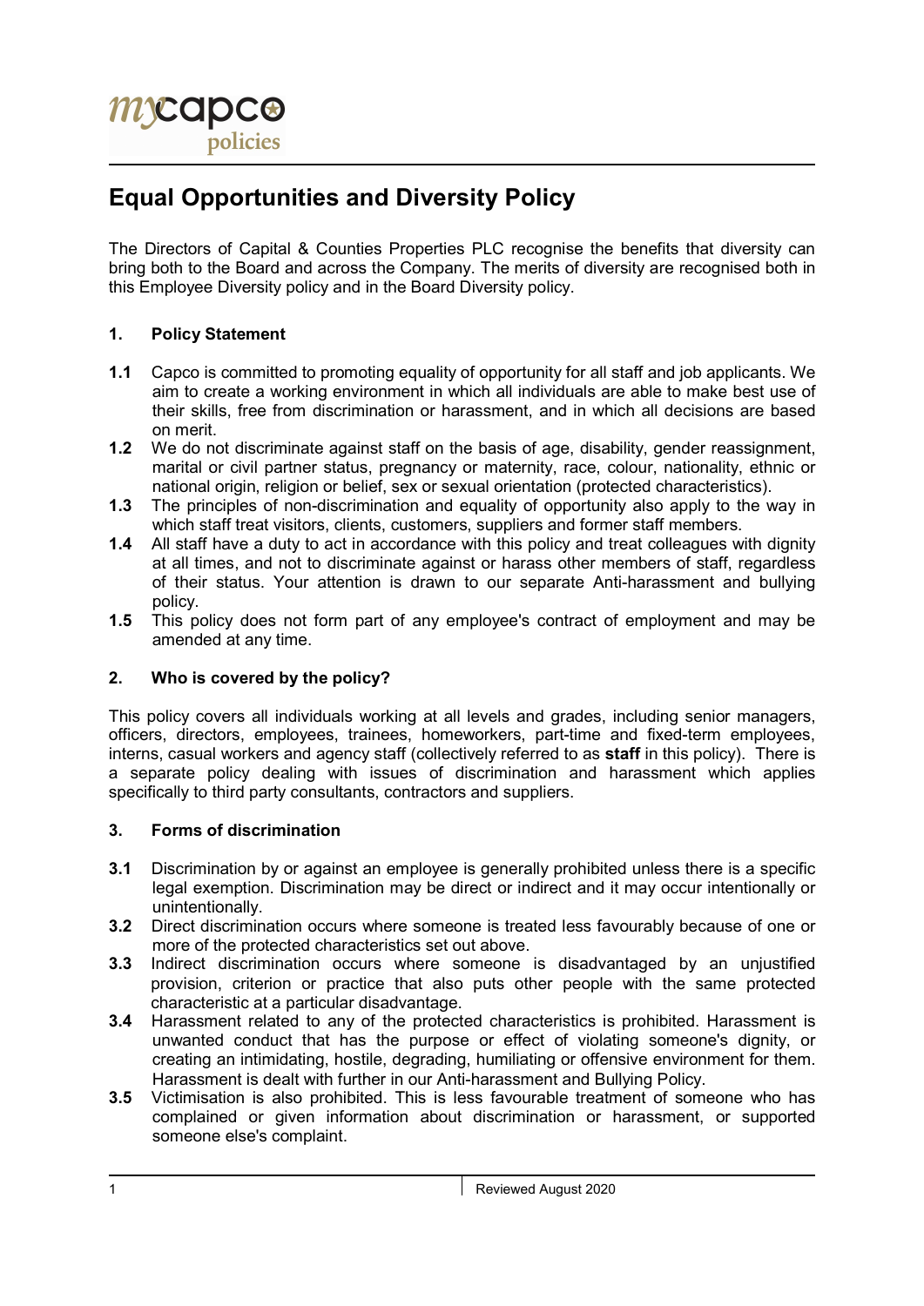# Equal Opportunities and Diversity Policy

The Directors of Capital & Counties Properties PLC recognise the benefits that diversity can bring both to the Board and across the Company. The merits of diversity are recognised both in this Employee Diversity policy and in the Board Diversity policy.

## 1. Policy Statement

**1.1** Capco is committed to promoting equality of opportunity for all staff and job applicants. We aim to create a working environment in which all individuals are able to make best use of their skills, free from discrimination or harassment, and in which all decisions are based on merit.

**1.2** We do not discriminate against staff on the basis of age, disability, gender reassignment, marital or civil partner status, pregnancy or maternity, race, colour, nationality, ethnic or national origin, religion or belief, sex or sexual orientation (protected characteristics).

**1.3** The principles of non-discrimination and equality of opportunity also apply to the way in which staff treat visitors, clients, customers, suppliers and former staff members.

**1.4** All staff have a duty to act in accordance with this policy and treat colleagues with dignity at all times, and not to discriminate against or harass other members of staff, regardless of their status. Your attention is drawn to our separate Anti-harassment and bullying policy.

**1.5** This policy does not form part of any employee's contract of employment and may be amended at any time.

## 2. Who is covered by the policy?

This policy covers all individuals working at all levels and grades, including senior managers, officers, directors, employees, trainees, homeworkers, part-time and fixed-term employees, interns, casual workers and agency staff (collectively referred to as **staff** in this policy). There is a separate policy dealing with issues of discrimination and harassment which applies specifically to third party consultants, contractors and suppliers.

## 3. Forms of discrimination

**3.1** Discrimination by or against an employee is generally prohibited unless there is a specific legal exemption. Discrimination may be direct or indirect and it may occur intentionally or unintentionally.

**3.2** Direct discrimination occurs where someone is treated less favourably because of one or more of the protected characteristics set out above.

**3.3** Indirect discrimination occurs where someone is disadvantaged by an unjustified provision, criterion or practice that also puts other people with the same protected characteristic at a particular disadvantage.

**3.4** Harassment related to any of the protected characteristics is prohibited. Harassment is unwanted conduct that has the purpose or effect of violating someone's dignity, or creating an intimidating, hostile, degrading, humiliating or offensive environment for them. Harassment is dealt with further in our Anti-harassment and Bullying Policy.

**3.5** Victimisation is also prohibited. This is less favourable treatment of someone who has complained or given information about discrimination or harassment, or supported someone else's complaint.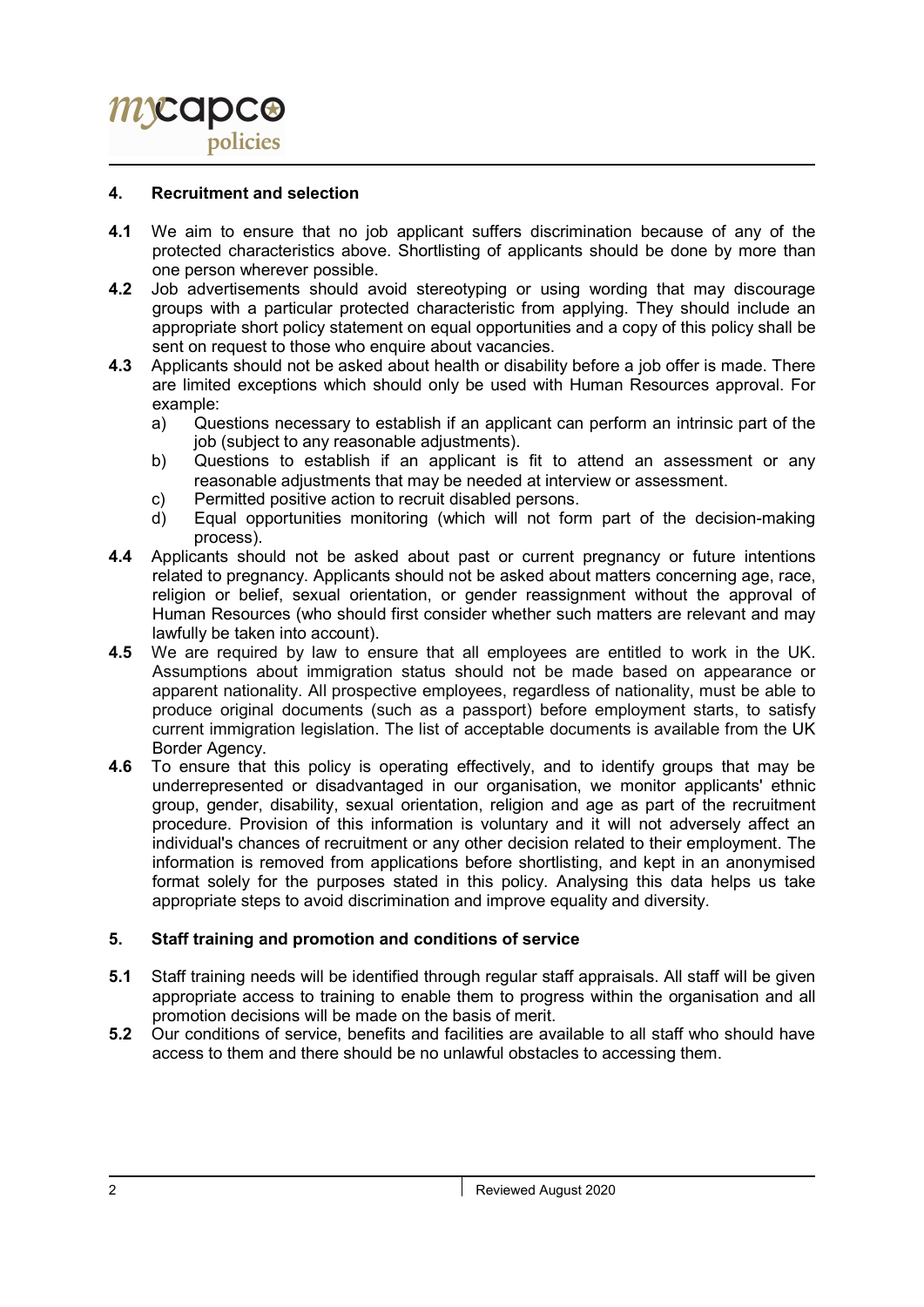## 4. Recruitment and selection

**4.1** We aim to ensure that no job applicant suffers discrimination because of any of the protected characteristics above. Shortlisting of applicants should be done by more than one person wherever possible.

**4.2** Job advertisements should avoid stereotyping or using wording that may discourage groups with a particular protected characteristic from applying. They should include an appropriate short policy statement on equal opportunities and a copy of this policy shall be sent on request to those who enquire about vacancies.

**4.3** Applicants should not be asked about health or disability before a job offer is made. There are limited exceptions which should only be used with Human Resources approval. For example:

a) Questions necessary to establish if an applicant can perform an intrinsic part of the job (subject to any reasonable adjustments).

b) Questions to establish if an applicant is fit to attend an assessment or any reasonable adjustments that may be needed at interview or assessment.

c) Permitted positive action to recruit disabled persons.

d) Equal opportunities monitoring (which will not form part of the decision-making process).

**4.4** Applicants should not be asked about past or current pregnancy or future intentions related to pregnancy. Applicants should not be asked about matters concerning age, race, religion or belief, sexual orientation, or gender reassignment without the approval of Human Resources (who should first consider whether such matters are relevant and may lawfully be taken into account).

**4.5** We are required by law to ensure that all employees are entitled to work in the UK. Assumptions about immigration status should not be made based on appearance or apparent nationality. All prospective employees, regardless of nationality, must be able to produce original documents (such as a passport) before employment starts, to satisfy current immigration legislation. The list of acceptable documents is available from the UK Border Agency.

**4.6** To ensure that this policy is operating effectively, and to identify groups that may be underrepresented or disadvantaged in our organisation, we monitor applicants' ethnic group, gender, disability, sexual orientation, religion and age as part of the recruitment procedure. Provision of this information is voluntary and it will not adversely affect an individual's chances of recruitment or any other decision related to their employment. The information is removed from applications before shortlisting, and kept in an anonymised format solely for the purposes stated in this policy. Analysing this data helps us take appropriate steps to avoid discrimination and improve equality and diversity.

## 5. Staff training and promotion and conditions of service

**5.1** Staff training needs will be identified through regular staff appraisals. All staff will be given appropriate access to training to enable them to progress within the organisation and all promotion decisions will be made on the basis of merit.

**5.2** Our conditions of service, benefits and facilities are available to all staff who should have access to them and there should be no unlawful obstacles to accessing them.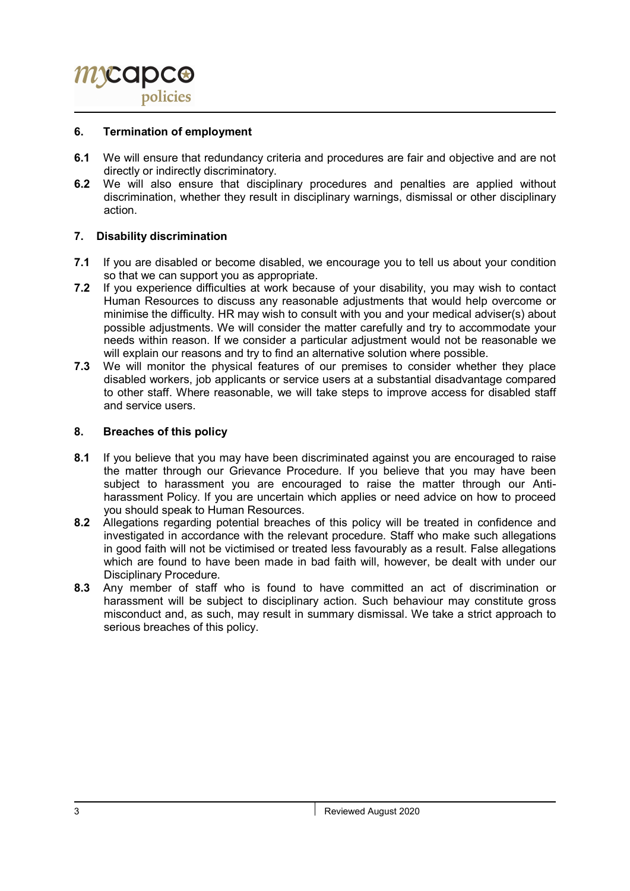## 6. Termination of employment

**6.1** We will ensure that redundancy criteria and procedures are fair and objective and are not directly or indirectly discriminatory.

**6.2** We will also ensure that disciplinary procedures and penalties are applied without discrimination, whether they result in disciplinary warnings, dismissal or other disciplinary action.

## 7. Disability discrimination

**7.1** If you are disabled or become disabled, we encourage you to tell us about your condition so that we can support you as appropriate.

**7.2** If you experience difficulties at work because of your disability, you may wish to contact Human Resources to discuss any reasonable adjustments that would help overcome or minimise the difficulty. HR may wish to consult with you and your medical adviser(s) about possible adjustments. We will consider the matter carefully and try to accommodate your needs within reason. If we consider a particular adjustment would not be reasonable we will explain our reasons and try to find an alternative solution where possible.

**7.3** We will monitor the physical features of our premises to consider whether they place disabled workers, job applicants or service users at a substantial disadvantage compared to other staff. Where reasonable, we will take steps to improve access for disabled staff and service users.

## 8. Breaches of this policy

**8.1** If you believe that you may have been discriminated against you are encouraged to raise the matter through our Grievance Procedure. If you believe that you may have been subject to harassment you are encouraged to raise the matter through our Anti-harassment Policy. If you are uncertain which applies or need advice on how to proceed you should speak to Human Resources.

**8.2** Allegations regarding potential breaches of this policy will be treated in confidence and investigated in accordance with the relevant procedure. Staff who make such allegations in good faith will not be victimised or treated less favourably as a result. False allegations which are found to have been made in bad faith will, however, be dealt with under our Disciplinary Procedure.

**8.3** Any member of staff who is found to have committed an act of discrimination or harassment will be subject to disciplinary action. Such behaviour may constitute gross misconduct and, as such, may result in summary dismissal. We take a strict approach to serious breaches of this policy.